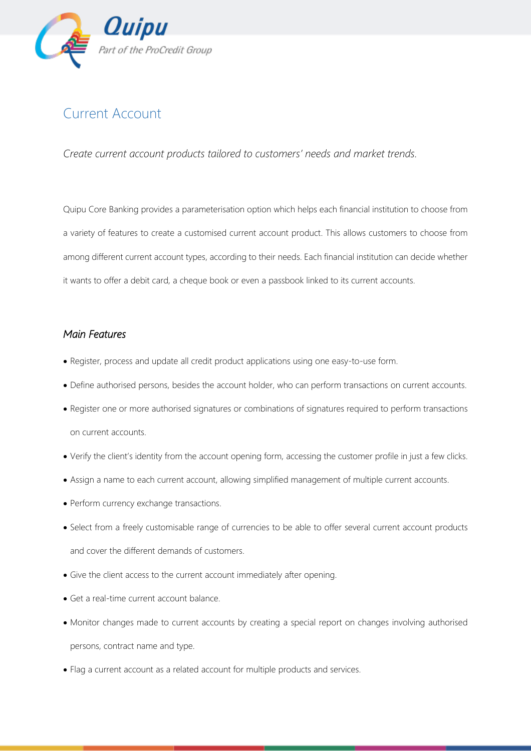# Current Account

*Create current account products tailored to customers' needs and market trends.*

Quipu Core Banking provides a parameterisation option which helps each financial institution to choose from a variety of features to create a customised current account product. This allows customers to choose from among different current account types, according to their needs. Each financial institution can decide whether it wants to offer a debit card, a cheque book or even a passbook linked to its current accounts.

## *Main Features*

- Register, process and update all credit product applications using one easy-to-use form.
- Define authorised persons, besides the account holder, who can perform transactions on current accounts.
- Register one or more authorised signatures or combinations of signatures required to perform transactions on current accounts.
- Verify the client's identity from the account opening form, accessing the customer profile in just a few clicks.
- Assign a name to each current account, allowing simplified management of multiple current accounts.
- Perform currency exchange transactions.
- Select from a freely customisable range of currencies to be able to offer several current account products and cover the different demands of customers.
- Give the client access to the current account immediately after opening.
- Get a real-time current account balance.
- Monitor changes made to current accounts by creating a special report on changes involving authorised persons, contract name and type.
- Flag a current account as a related account for multiple products and services.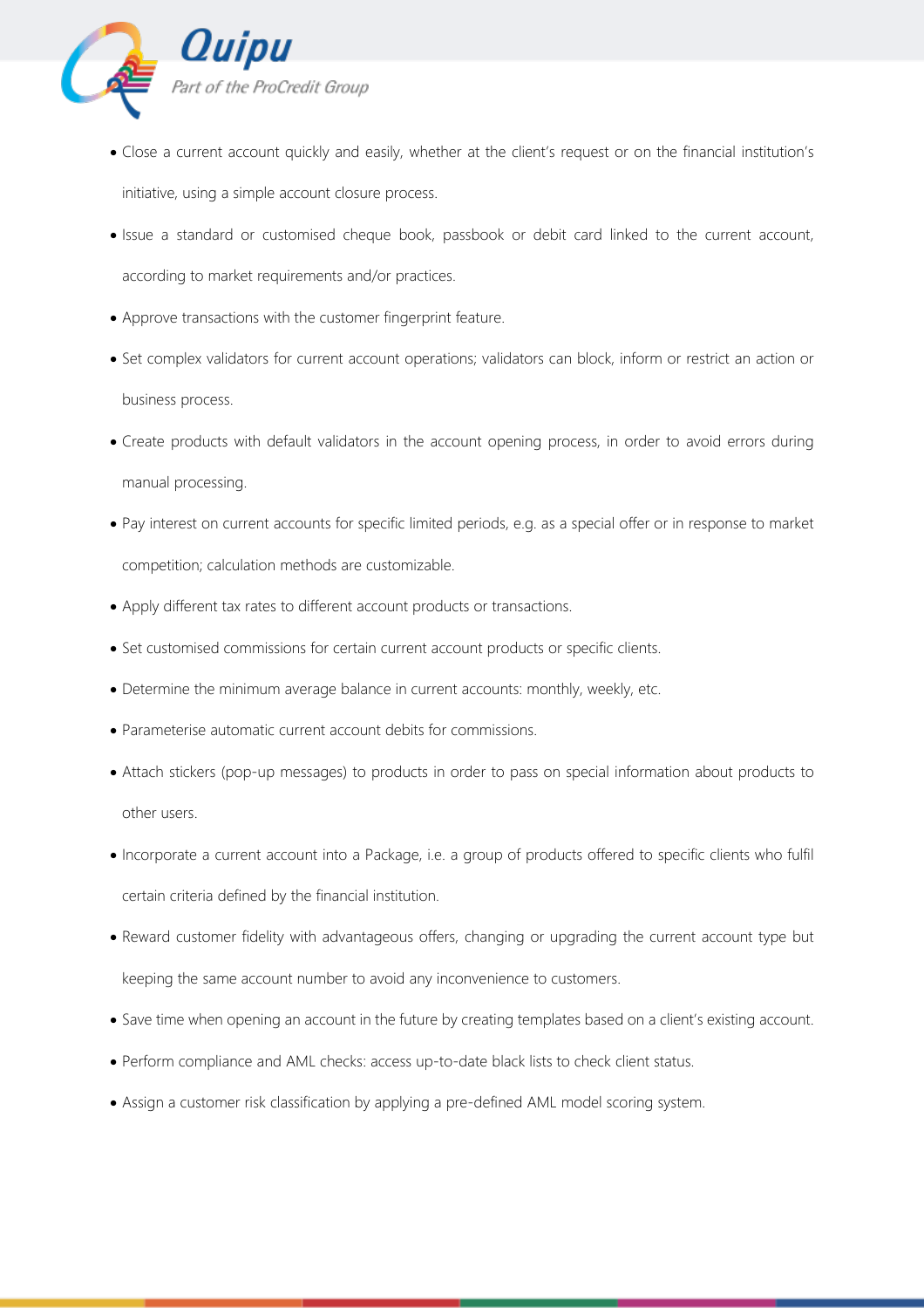- Close a current account quickly and easily, whether at the client's request or on the financial institution's initiative, using a simple account closure process.
- Issue a standard or customised cheque book, passbook or debit card linked to the current account, according to market requirements and/or practices.
- Approve transactions with the customer fingerprint feature.
- Set complex validators for current account operations; validators can block, inform or restrict an action or business process.
- Create products with default validators in the account opening process, in order to avoid errors during manual processing.
- Pay interest on current accounts for specific limited periods, e.g. as a special offer or in response to market competition; calculation methods are customizable.
- Apply different tax rates to different account products or transactions.
- Set customised commissions for certain current account products or specific clients.
- Determine the minimum average balance in current accounts: monthly, weekly, etc.
- Parameterise automatic current account debits for commissions.
- Attach stickers (pop-up messages) to products in order to pass on special information about products to other users.
- Incorporate a current account into a Package, i.e. a group of products offered to specific clients who fulfil certain criteria defined by the financial institution.
- Reward customer fidelity with advantageous offers, changing or upgrading the current account type but keeping the same account number to avoid any inconvenience to customers.
- Save time when opening an account in the future by creating templates based on a client's existing account.
- Perform compliance and AML checks: access up-to-date black lists to check client status.
- Assign a customer risk classification by applying a pre-defined AML model scoring system.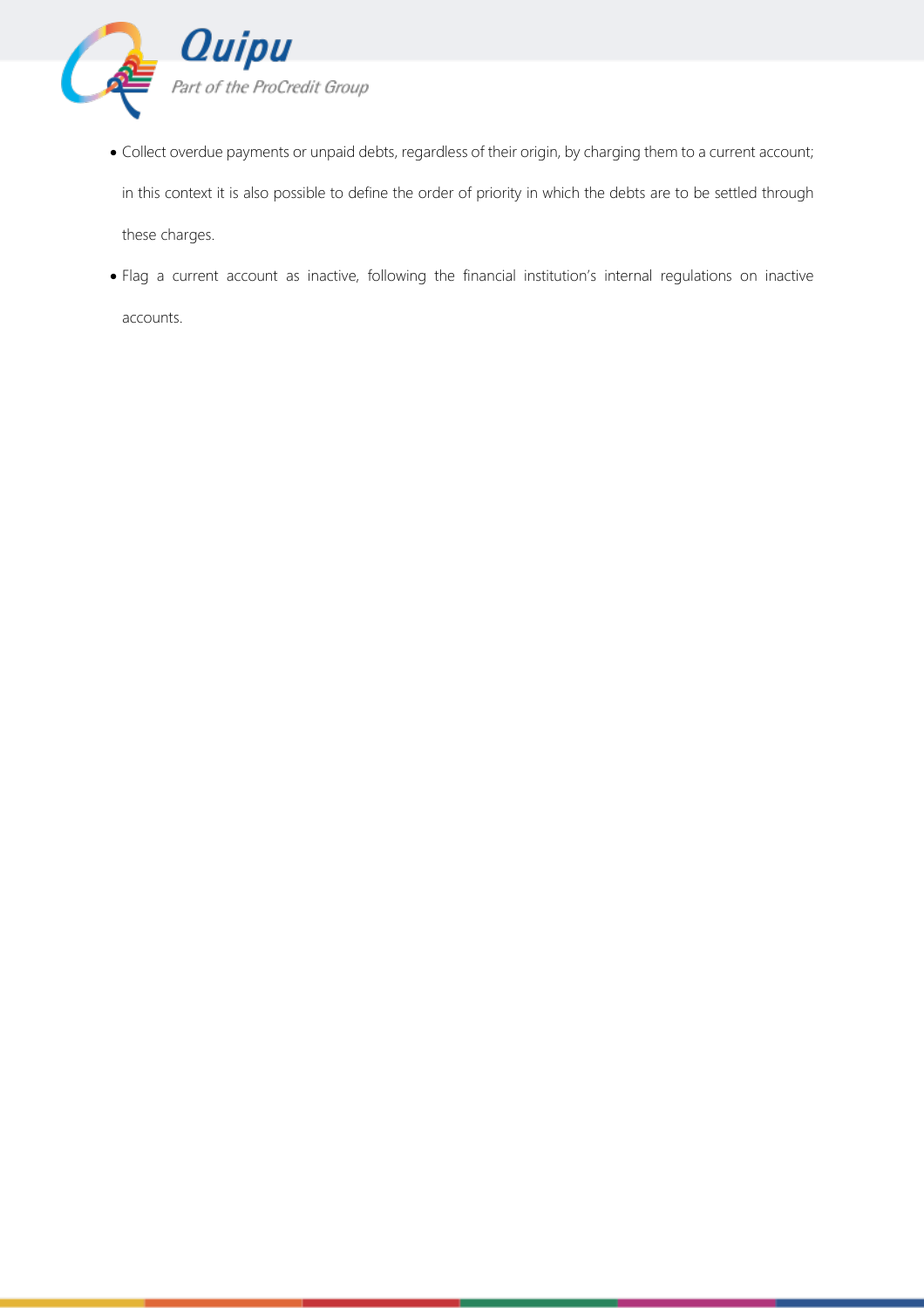- Collect overdue payments or unpaid debts, regardless of their origin, by charging them to a current account; in this context it is also possible to define the order of priority in which the debts are to be settled through these charges.
- Flag a current account as inactive, following the financial institution's internal regulations on inactive accounts.